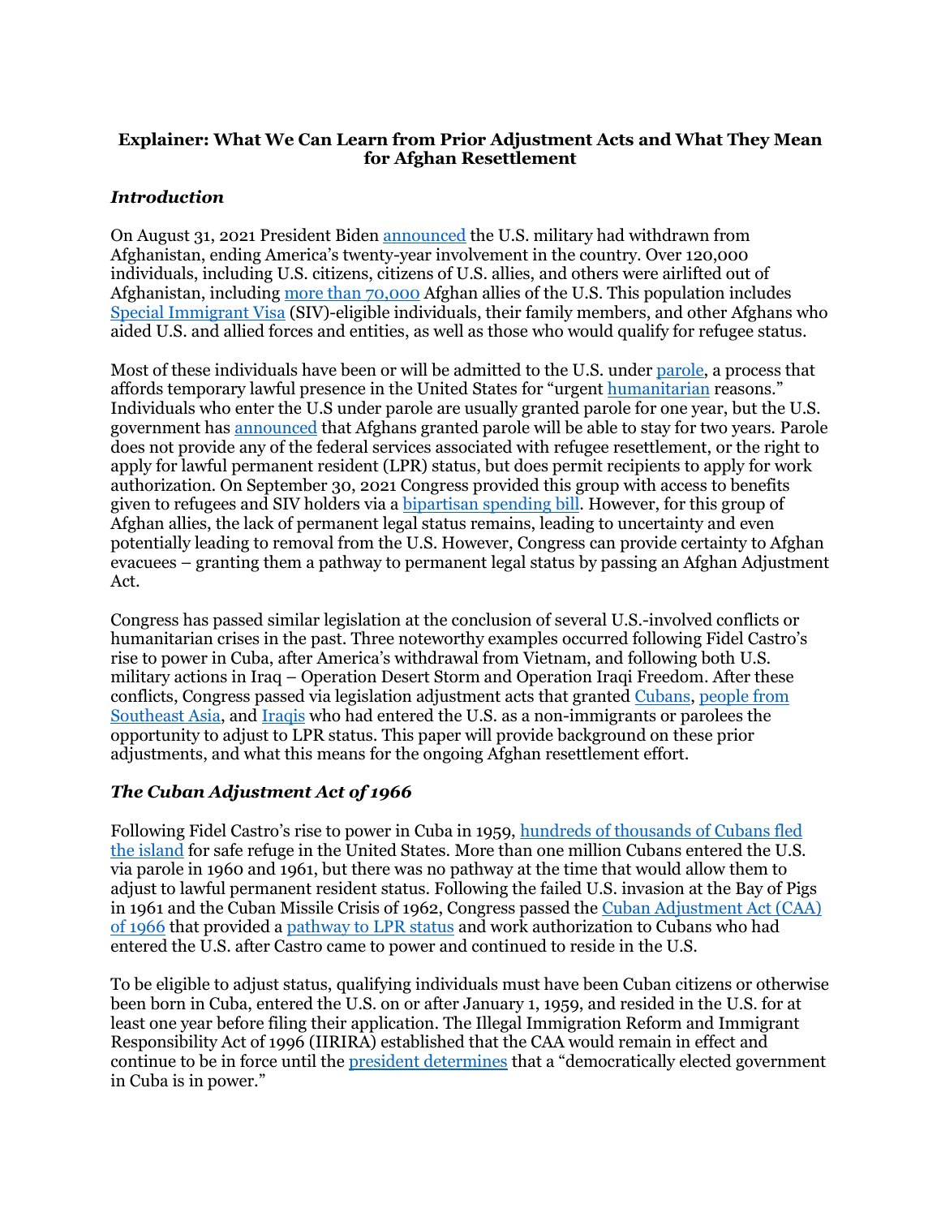**Explainer: What We Can Learn from Prior Adjustment Acts and What They Mean for Afghan Resettlement**

### *Introduction*

On August 31, 2021 President Biden announced the U.S. military had withdrawn from Afghanistan, ending America's twenty-year involvement in the country. Over 120,000 individuals, including U.S. citizens, citizens of U.S. allies, and others were airlifted out of Afghanistan, including more than 70,000 Afghan allies of the U.S. This population includes Special Immigrant Visa (SIV)-eligible individuals, their family members, and other Afghans who aided U.S. and allied forces and entities, as well as those who would qualify for refugee status.

Most of these individuals have been or will be admitted to the U.S. under parole, a process that affords temporary lawful presence in the United States for "urgent humanitarian reasons." Individuals who enter the U.S under parole are usually granted parole for one year, but the U.S. government has announced that Afghans granted parole will be able to stay for two years. Parole does not provide any of the federal services associated with refugee resettlement, or the right to apply for lawful permanent resident (LPR) status, but does permit recipients to apply for work authorization. On September 30, 2021 Congress provided this group with access to benefits given to refugees and SIV holders via a bipartisan spending bill. However, for this group of Afghan allies, the lack of permanent legal status remains, leading to uncertainty and even potentially leading to removal from the U.S. However, Congress can provide certainty to Afghan evacuees – granting them a pathway to permanent legal status by passing an Afghan Adjustment Act.

Congress has passed similar legislation at the conclusion of several U.S.-involved conflicts or humanitarian crises in the past. Three noteworthy examples occurred following Fidel Castro's rise to power in Cuba, after America's withdrawal from Vietnam, and following both U.S. military actions in Iraq – Operation Desert Storm and Operation Iraqi Freedom. After these conflicts, Congress passed via legislation adjustment acts that granted Cubans, people from Southeast Asia, and Iraqis who had entered the U.S. as a non-immigrants or parolees the opportunity to adjust to LPR status. This paper will provide background on these prior adjustments, and what this means for the ongoing Afghan resettlement effort.

### *The Cuban Adjustment Act of 1966*

Following Fidel Castro's rise to power in Cuba in 1959, hundreds of thousands of Cubans fled the island for safe refuge in the United States. More than one million Cubans entered the U.S. via parole in 1960 and 1961, but there was no pathway at the time that would allow them to adjust to lawful permanent resident status. Following the failed U.S. invasion at the Bay of Pigs in 1961 and the Cuban Missile Crisis of 1962, Congress passed the Cuban Adjustment Act (CAA) of 1966 that provided a pathway to LPR status and work authorization to Cubans who had entered the U.S. after Castro came to power and continued to reside in the U.S.

To be eligible to adjust status, qualifying individuals must have been Cuban citizens or otherwise been born in Cuba, entered the U.S. on or after January 1, 1959, and resided in the U.S. for at least one year before filing their application. The Illegal Immigration Reform and Immigrant Responsibility Act of 1996 (IIRIRA) established that the CAA would remain in effect and continue to be in force until the president determines that a "democratically elected government in Cuba is in power."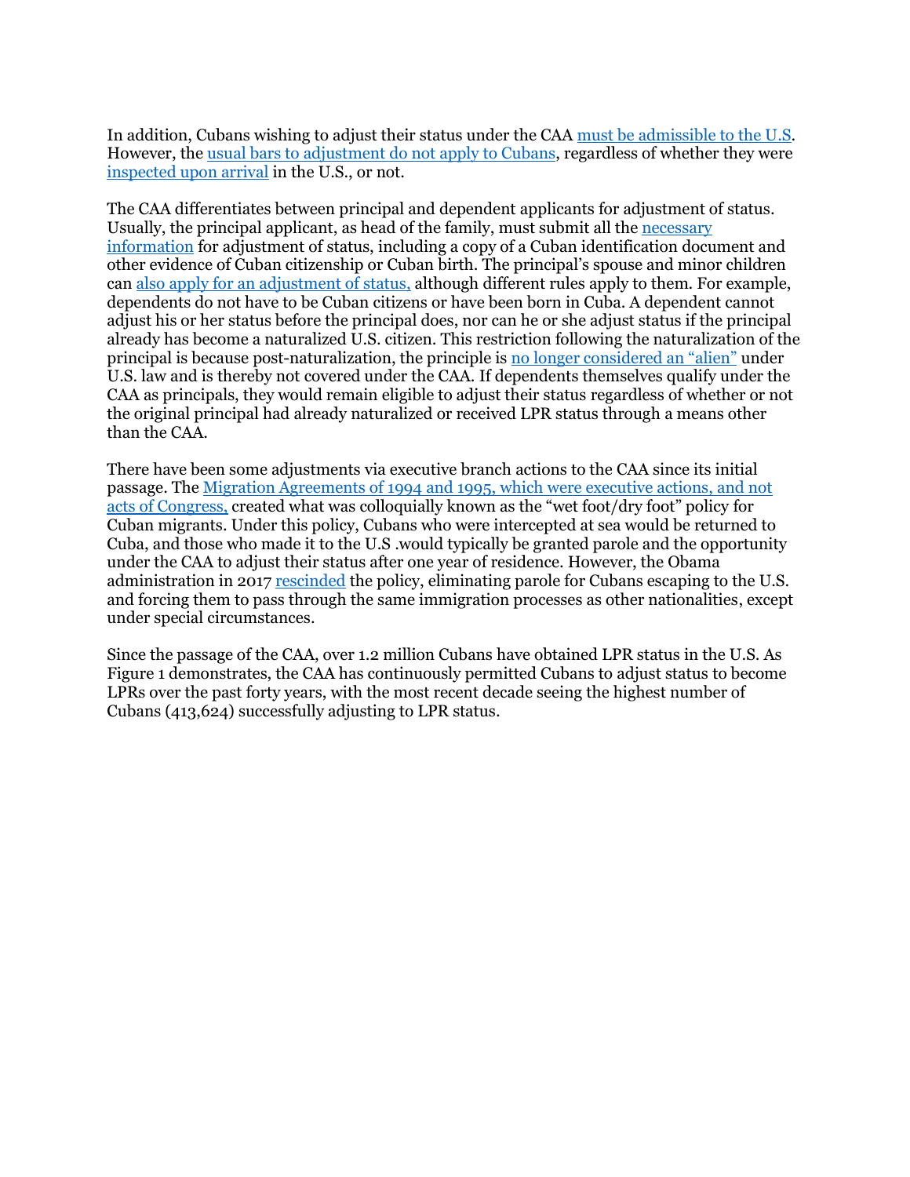In addition, Cubans wishing to adjust their status under the CAA must be admissible to the U.S. However, the usual bars to adjustment do not apply to Cubans, regardless of whether they were inspected upon arrival in the U.S., or not.

The CAA differentiates between principal and dependent applicants for adjustment of status. Usually, the principal applicant, as head of the family, must submit all the necessary information for adjustment of status, including a copy of a Cuban identification document and other evidence of Cuban citizenship or Cuban birth. The principal's spouse and minor children can also apply for an adjustment of status, although different rules apply to them. For example, dependents do not have to be Cuban citizens or have been born in Cuba. A dependent cannot adjust his or her status before the principal does, nor can he or she adjust status if the principal already has become a naturalized U.S. citizen. This restriction following the naturalization of the principal is because post-naturalization, the principle is no longer considered an "alien" under U.S. law and is thereby not covered under the CAA. If dependents themselves qualify under the CAA as principals, they would remain eligible to adjust their status regardless of whether or not the original principal had already naturalized or received LPR status through a means other than the CAA.

There have been some adjustments via executive branch actions to the CAA since its initial passage. The Migration Agreements of 1994 and 1995, which were executive actions, and not acts of Congress, created what was colloquially known as the "wet foot/dry foot" policy for Cuban migrants. Under this policy, Cubans who were intercepted at sea would be returned to Cuba, and those who made it to the U.S .would typically be granted parole and the opportunity under the CAA to adjust their status after one year of residence. However, the Obama administration in 2017 rescinded the policy, eliminating parole for Cubans escaping to the U.S. and forcing them to pass through the same immigration processes as other nationalities, except under special circumstances.

Since the passage of the CAA, over 1.2 million Cubans have obtained LPR status in the U.S. As Figure 1 demonstrates, the CAA has continuously permitted Cubans to adjust status to become LPRs over the past forty years, with the most recent decade seeing the highest number of Cubans (413,624) successfully adjusting to LPR status.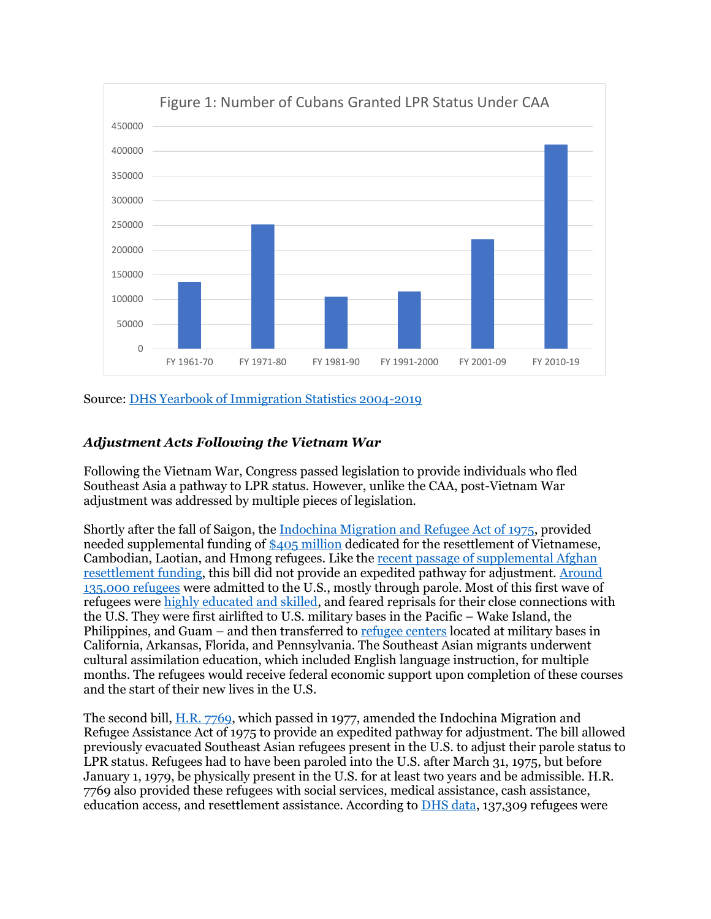Figure 1: Number of Cubans Granted LPR Status Under CAA

Source: [DHS Yearbook of Immigration Statistics 2004-2019]

### *Adjustment Acts Following the Vietnam War*

Following the Vietnam War, Congress passed legislation to provide individuals who fled Southeast Asia a pathway to LPR status. However, unlike the CAA, post-Vietnam War adjustment was addressed by multiple pieces of legislation.

Shortly after the fall of Saigon, the Indochina Migration and Refugee Act of 1975, provided needed supplemental funding of $405 million dedicated for the resettlement of Vietnamese, Cambodian, Laotian, and Hmong refugees. Like the recent passage of supplemental Afghan resettlement funding, this bill did not provide an expedited pathway for adjustment. Around 135,000 refugees were admitted to the U.S., mostly through parole. Most of this first wave of refugees were highly educated and skilled, and feared reprisals for their close connections with the U.S. They were first airlifted to U.S. military bases in the Pacific – Wake Island, the Philippines, and Guam – and then transferred to refugee centers located at military bases in California, Arkansas, Florida, and Pennsylvania. The Southeast Asian migrants underwent cultural assimilation education, which included English language instruction, for multiple months. The refugees would receive federal economic support upon completion of these courses and the start of their new lives in the U.S.

The second bill, H.R. 7769, which passed in 1977, amended the Indochina Migration and Refugee Assistance Act of 1975 to provide an expedited pathway for adjustment. The bill allowed previously evacuated Southeast Asian refugees present in the U.S. to adjust their parole status to LPR status. Refugees had to have been paroled into the U.S. after March 31, 1975, but before January 1, 1979, be physically present in the U.S. for at least two years and be admissible. H.R. 7769 also provided these refugees with social services, medical assistance, cash assistance, education access, and resettlement assistance. According to DHS data, 137,309 refugees were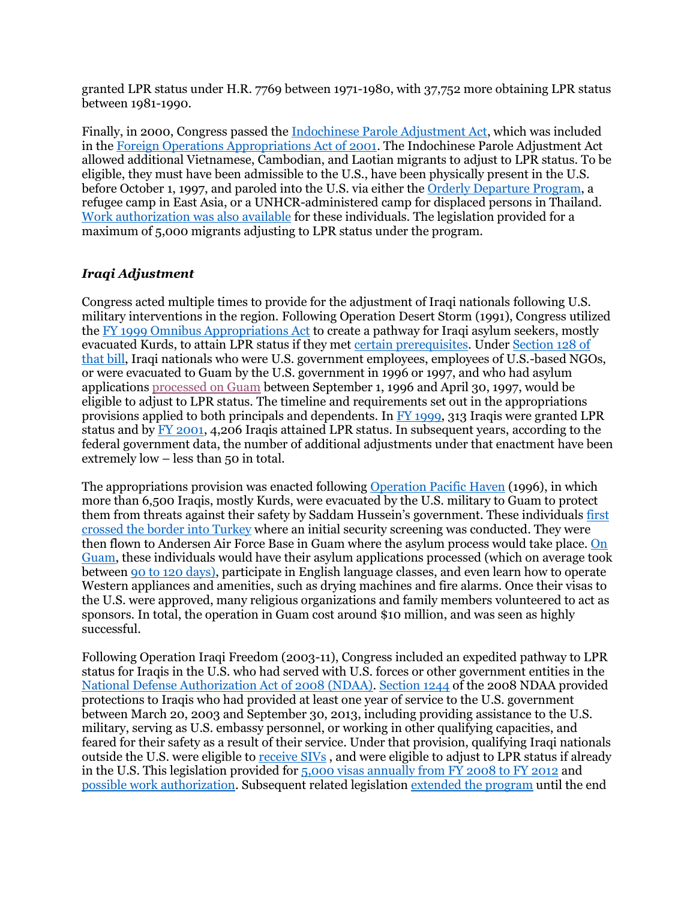granted LPR status under H.R. 7769 between 1971-1980, with 37,752 more obtaining LPR status between 1981-1990.

Finally, in 2000, Congress passed the Indochinese Parole Adjustment Act, which was included in the Foreign Operations Appropriations Act of 2001. The Indochinese Parole Adjustment Act allowed additional Vietnamese, Cambodian, and Laotian migrants to adjust to LPR status. To be eligible, they must have been admissible to the U.S., have been physically present in the U.S. before October 1, 1997, and paroled into the U.S. via either the Orderly Departure Program, a refugee camp in East Asia, or a UNHCR-administered camp for displaced persons in Thailand. Work authorization was also available for these individuals. The legislation provided for a maximum of 5,000 migrants adjusting to LPR status under the program.

### *Iraqi Adjustment*

Congress acted multiple times to provide for the adjustment of Iraqi nationals following U.S. military interventions in the region. Following Operation Desert Storm (1991), Congress utilized the FY 1999 Omnibus Appropriations Act to create a pathway for Iraqi asylum seekers, mostly evacuated Kurds, to attain LPR status if they met certain prerequisites. Under Section 128 of that bill, Iraqi nationals who were U.S. government employees, employees of U.S.-based NGOs, or were evacuated to Guam by the U.S. government in 1996 or 1997, and who had asylum applications processed on Guam between September 1, 1996 and April 30, 1997, would be eligible to adjust to LPR status. The timeline and requirements set out in the appropriations provisions applied to both principals and dependents. In FY 1999, 313 Iraqis were granted LPR status and by FY 2001, 4,206 Iraqis attained LPR status. In subsequent years, according to the federal government data, the number of additional adjustments under that enactment have been extremely low – less than 50 in total.

The appropriations provision was enacted following Operation Pacific Haven (1996), in which more than 6,500 Iraqis, mostly Kurds, were evacuated by the U.S. military to Guam to protect them from threats against their safety by Saddam Hussein's government. These individuals first crossed the border into Turkey where an initial security screening was conducted. They were then flown to Andersen Air Force Base in Guam where the asylum process would take place. On Guam, these individuals would have their asylum applications processed (which on average took between 90 to 120 days), participate in English language classes, and even learn how to operate Western appliances and amenities, such as drying machines and fire alarms. Once their visas to the U.S. were approved, many religious organizations and family members volunteered to act as sponsors. In total, the operation in Guam cost around $10 million, and was seen as highly successful.

Following Operation Iraqi Freedom (2003-11), Congress included an expedited pathway to LPR status for Iraqis in the U.S. who had served with U.S. forces or other government entities in the National Defense Authorization Act of 2008 (NDAA). Section 1244 of the 2008 NDAA provided protections to Iraqis who had provided at least one year of service to the U.S. government between March 20, 2003 and September 30, 2013, including providing assistance to the U.S. military, serving as U.S. embassy personnel, or working in other qualifying capacities, and feared for their safety as a result of their service. Under that provision, qualifying Iraqi nationals outside the U.S. were eligible to receive SIVs , and were eligible to adjust to LPR status if already in the U.S. This legislation provided for 5,000 visas annually from FY 2008 to FY 2012 and possible work authorization. Subsequent related legislation extended the program until the end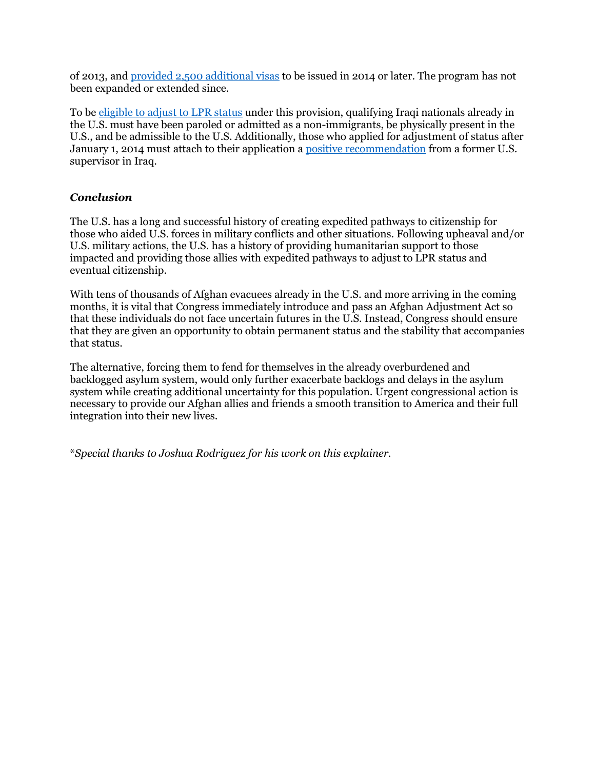of 2013, and provided 2,500 additional visas to be issued in 2014 or later. The program has not been expanded or extended since.

To be eligible to adjust to LPR status under this provision, qualifying Iraqi nationals already in the U.S. must have been paroled or admitted as a non-immigrants, be physically present in the U.S., and be admissible to the U.S. Additionally, those who applied for adjustment of status after January 1, 2014 must attach to their application a positive recommendation from a former U.S. supervisor in Iraq.

### *Conclusion*

The U.S. has a long and successful history of creating expedited pathways to citizenship for those who aided U.S. forces in military conflicts and other situations. Following upheaval and/or U.S. military actions, the U.S. has a history of providing humanitarian support to those impacted and providing those allies with expedited pathways to adjust to LPR status and eventual citizenship.

With tens of thousands of Afghan evacuees already in the U.S. and more arriving in the coming months, it is vital that Congress immediately introduce and pass an Afghan Adjustment Act so that these individuals do not face uncertain futures in the U.S. Instead, Congress should ensure that they are given an opportunity to obtain permanent status and the stability that accompanies that status.

The alternative, forcing them to fend for themselves in the already overburdened and backlogged asylum system, would only further exacerbate backlogs and delays in the asylum system while creating additional uncertainty for this population. Urgent congressional action is necessary to provide our Afghan allies and friends a smooth transition to America and their full integration into their new lives.

**Special thanks to Joshua Rodriguez for his work on this explainer.*